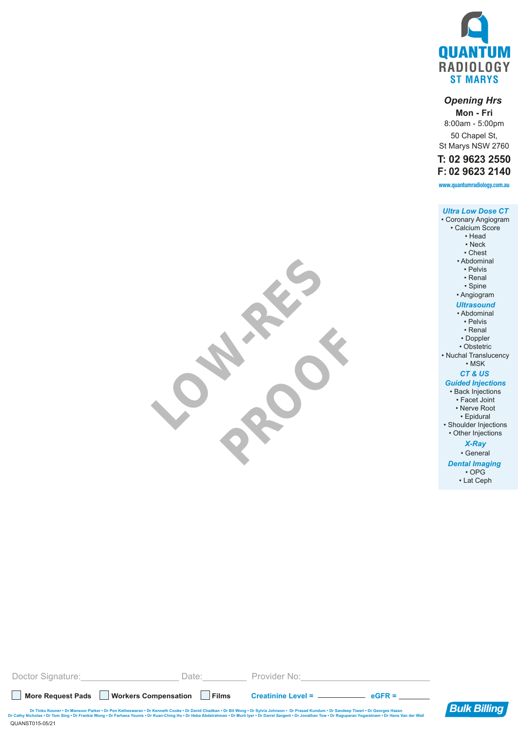# QUANTUM RADIOLOGY
## ST MARYS

*Opening Hrs*

**Mon - Fri**

8:00am - 5:00pm

50 Chapel St,
St Marys NSW 2760

**T: 02 9623 2550**

**F: 02 9623 2140**

www.quantumradiology.com.au

***Ultra Low Dose CT***
- Coronary Angiogram
- Calcium Score
- Head
- Neck
- Chest
- Abdominal
- Pelvis
- Renal
- Spine
- Angiogram

***Ultrasound***
- Abdominal
- Pelvis
- Renal
- Doppler
- Obstetric
- Nuchal Translucency
- MSK

***CT & US***

***Guided Injections***
- Back Injections
- Facet Joint
- Nerve Root
- Epidural
- Shoulder Injections
- Other Injections

***X-Ray***
- General

***Dental Imaging***
- OPG
- Lat Ceph

LOW-RES PROOF

Doctor Signature:____________________ Date:_________ Provider No:__________________________

☐ **More Request Pads** ☐ **Workers Compensation** ☐ **Films** **Creatinine Level =** ___________ **eGFR =** _______

Dr Tinku Kooner • Dr Mansoor Parker • Dr Pon Ketheswaran • Dr Kenneth Cooke • Dr David Chadban • Dr Bit Wong • Dr Sylvia Johnson • Dr Prasad Kundum • Dr Sandeep Tiwari • Dr Georges Hazan
Dr Cathy Nicholas • Dr Tom Sing • Dr Frankie Wong • Dr Farhana Younis • Dr Kuan-Ching Ho • Dr Heba Abdelrahman • Dr Murli Iyer • Dr Darrel Sargent • Dr Jonathan Tow • Dr Raguparan Yogaratnam • Dr Hans Van der Wall

**Bulk Billing**

QUANST015-05/21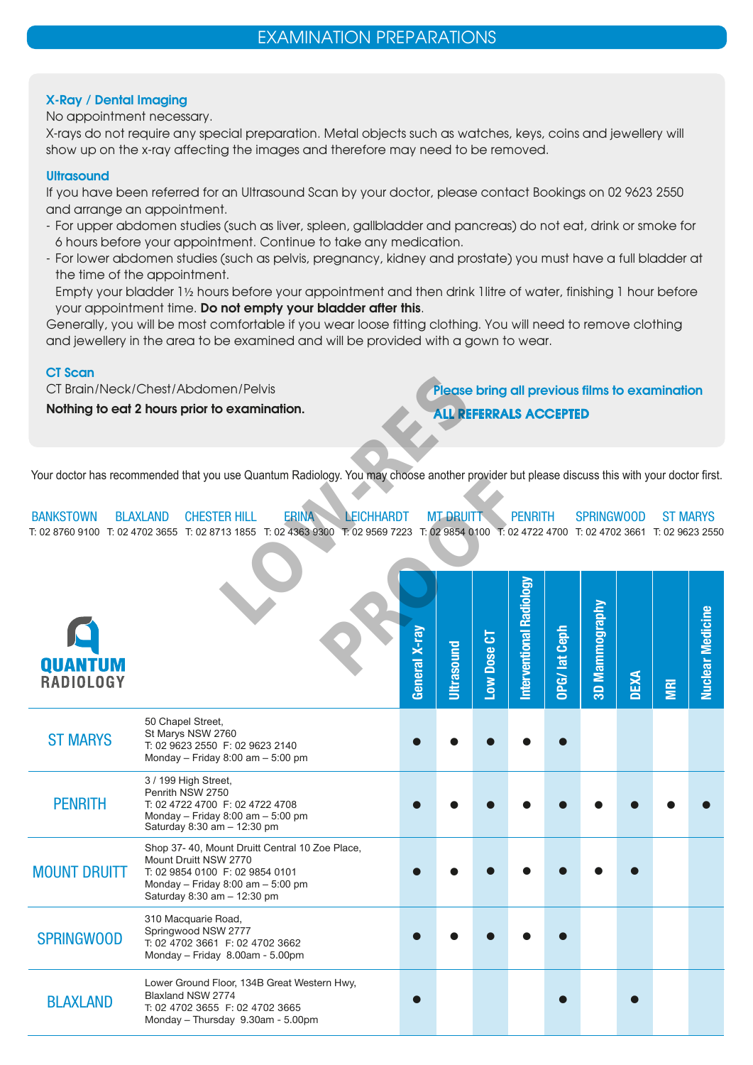## EXAMINATION PREPARATIONS

### X-Ray / Dental Imaging

No appointment necessary.

X-rays do not require any special preparation. Metal objects such as watches, keys, coins and jewellery will show up on the x-ray affecting the images and therefore may need to be removed.

### Ultrasound

If you have been referred for an Ultrasound Scan by your doctor, please contact Bookings on 02 9623 2550 and arrange an appointment.

- For upper abdomen studies (such as liver, spleen, gallbladder and pancreas) do not eat, drink or smoke for 6 hours before your appointment. Continue to take any medication.
- For lower abdomen studies (such as pelvis, pregnancy, kidney and prostate) you must have a full bladder at the time of the appointment.
  Empty your bladder 1½ hours before your appointment and then drink 1litre of water, finishing 1 hour before your appointment time. **Do not empty your bladder after this**.

Generally, you will be most comfortable if you wear loose fitting clothing. You will need to remove clothing and jewellery in the area to be examined and will be provided with a gown to wear.

### CT Scan

CT Brain/Neck/Chest/Abdomen/Pelvis

**Nothing to eat 2 hours prior to examination.**

**Please bring all previous films to examination**

**ALL REFERRALS ACCEPTED**

LOW-RES PROOF

Your doctor has recommended that you use Quantum Radiology. You may choose another provider but please discuss this with your doctor first.

BANKSTOWN T: 02 8760 9100 | BLAXLAND T: 02 4702 3655 | CHESTER HILL T: 02 8713 1855 | ERINA T: 02 4363 9300 | LEICHHARDT T: 02 9569 7223 | MT DRUITT T: 02 9854 0100 | PENRITH T: 02 4722 4700 | SPRINGWOOD T: 02 4702 3661 | ST MARYS T: 02 9623 2550

QUANTUM RADIOLOGY

| | | General X-ray | Ultrasound | Low Dose CT | Interventional Radiology | OPG/ lat Ceph | 3D Mammography | DEXA | MRI | Nuclear Medicine |
|---|---|---|---|---|---|---|---|---|---|---|
| ST MARYS | 50 Chapel Street, St Marys NSW 2760 T: 02 9623 2550 F: 02 9623 2140 Monday – Friday 8:00 am – 5:00 pm | ● | ● | ● | ● | ● | | | | |
| PENRITH | 3 / 199 High Street, Penrith NSW 2750 T: 02 4722 4700 F: 02 4722 4708 Monday – Friday 8:00 am – 5:00 pm Saturday 8:30 am – 12:30 pm | ● | ● | ● | ● | ● | ● | ● | ● | ● |
| MOUNT DRUITT | Shop 37- 40, Mount Druitt Central 10 Zoe Place, Mount Druitt NSW 2770 T: 02 9854 0100 F: 02 9854 0101 Monday – Friday 8:00 am – 5:00 pm Saturday 8:30 am – 12:30 pm | ● | ● | ● | ● | ● | ● | ● | | |
| SPRINGWOOD | 310 Macquarie Road, Springwood NSW 2777 T: 02 4702 3661 F: 02 4702 3662 Monday – Friday 8.00am - 5.00pm | ● | ● | ● | ● | ● | | | | |
| BLAXLAND | Lower Ground Floor, 134B Great Western Hwy, Blaxland NSW 2774 T: 02 4702 3655 F: 02 4702 3665 Monday – Thursday 9.30am - 5.00pm | ● | | | | ● | | ● | | |